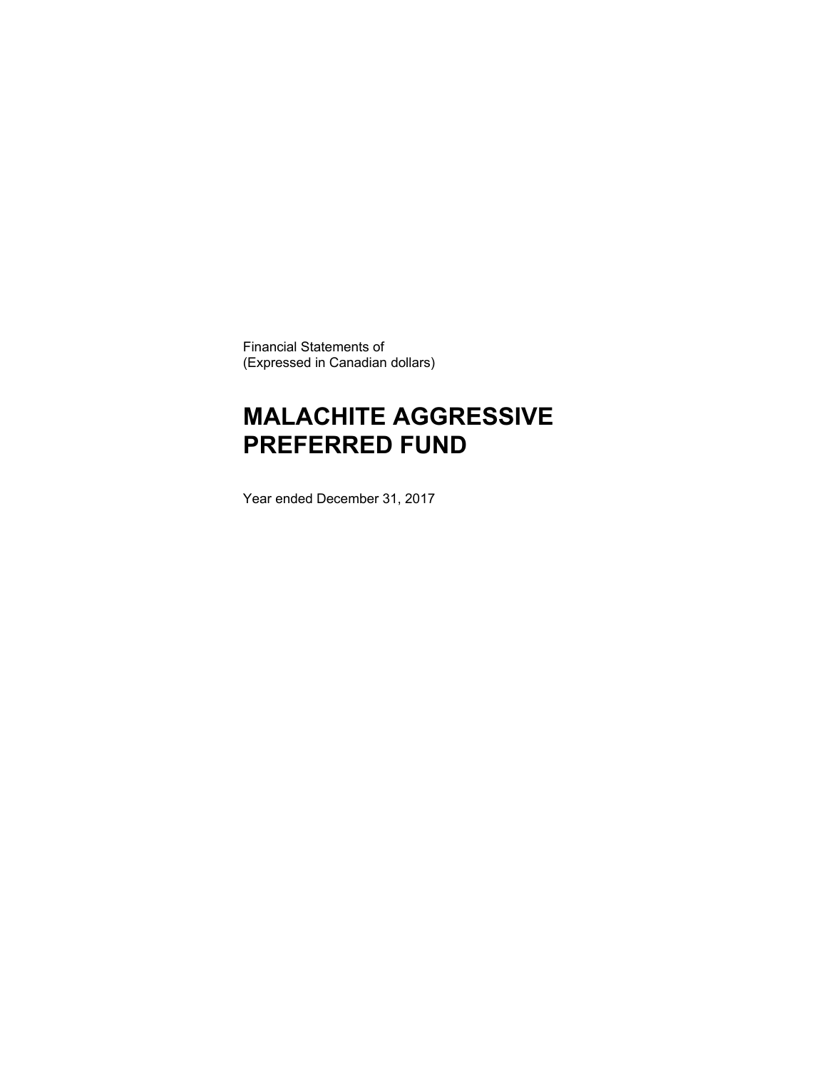Financial Statements of
(Expressed in Canadian dollars)

# MALACHITE AGGRESSIVE PREFERRED FUND

Year ended December 31, 2017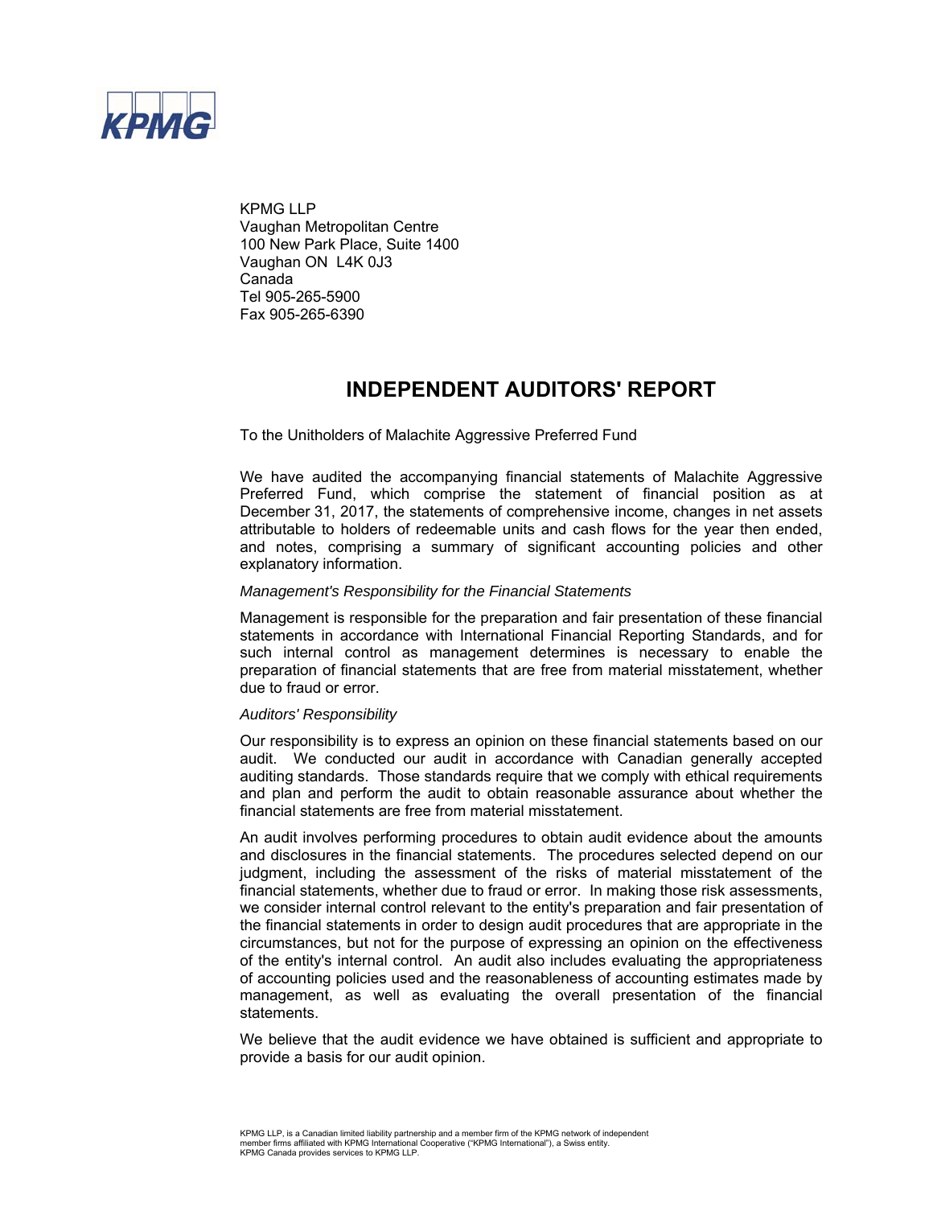KPMG LLP
Vaughan Metropolitan Centre
100 New Park Place, Suite 1400
Vaughan ON L4K 0J3
Canada
Tel 905-265-5900
Fax 905-265-6390

# INDEPENDENT AUDITORS' REPORT

To the Unitholders of Malachite Aggressive Preferred Fund

We have audited the accompanying financial statements of Malachite Aggressive Preferred Fund, which comprise the statement of financial position as at December 31, 2017, the statements of comprehensive income, changes in net assets attributable to holders of redeemable units and cash flows for the year then ended, and notes, comprising a summary of significant accounting policies and other explanatory information.

*Management's Responsibility for the Financial Statements*

Management is responsible for the preparation and fair presentation of these financial statements in accordance with International Financial Reporting Standards, and for such internal control as management determines is necessary to enable the preparation of financial statements that are free from material misstatement, whether due to fraud or error.

*Auditors' Responsibility*

Our responsibility is to express an opinion on these financial statements based on our audit. We conducted our audit in accordance with Canadian generally accepted auditing standards. Those standards require that we comply with ethical requirements and plan and perform the audit to obtain reasonable assurance about whether the financial statements are free from material misstatement.

An audit involves performing procedures to obtain audit evidence about the amounts and disclosures in the financial statements. The procedures selected depend on our judgment, including the assessment of the risks of material misstatement of the financial statements, whether due to fraud or error. In making those risk assessments, we consider internal control relevant to the entity's preparation and fair presentation of the financial statements in order to design audit procedures that are appropriate in the circumstances, but not for the purpose of expressing an opinion on the effectiveness of the entity's internal control. An audit also includes evaluating the appropriateness of accounting policies used and the reasonableness of accounting estimates made by management, as well as evaluating the overall presentation of the financial statements.

We believe that the audit evidence we have obtained is sufficient and appropriate to provide a basis for our audit opinion.

KPMG LLP, is a Canadian limited liability partnership and a member firm of the KPMG network of independent member firms affiliated with KPMG International Cooperative ("KPMG International"), a Swiss entity. KPMG Canada provides services to KPMG LLP.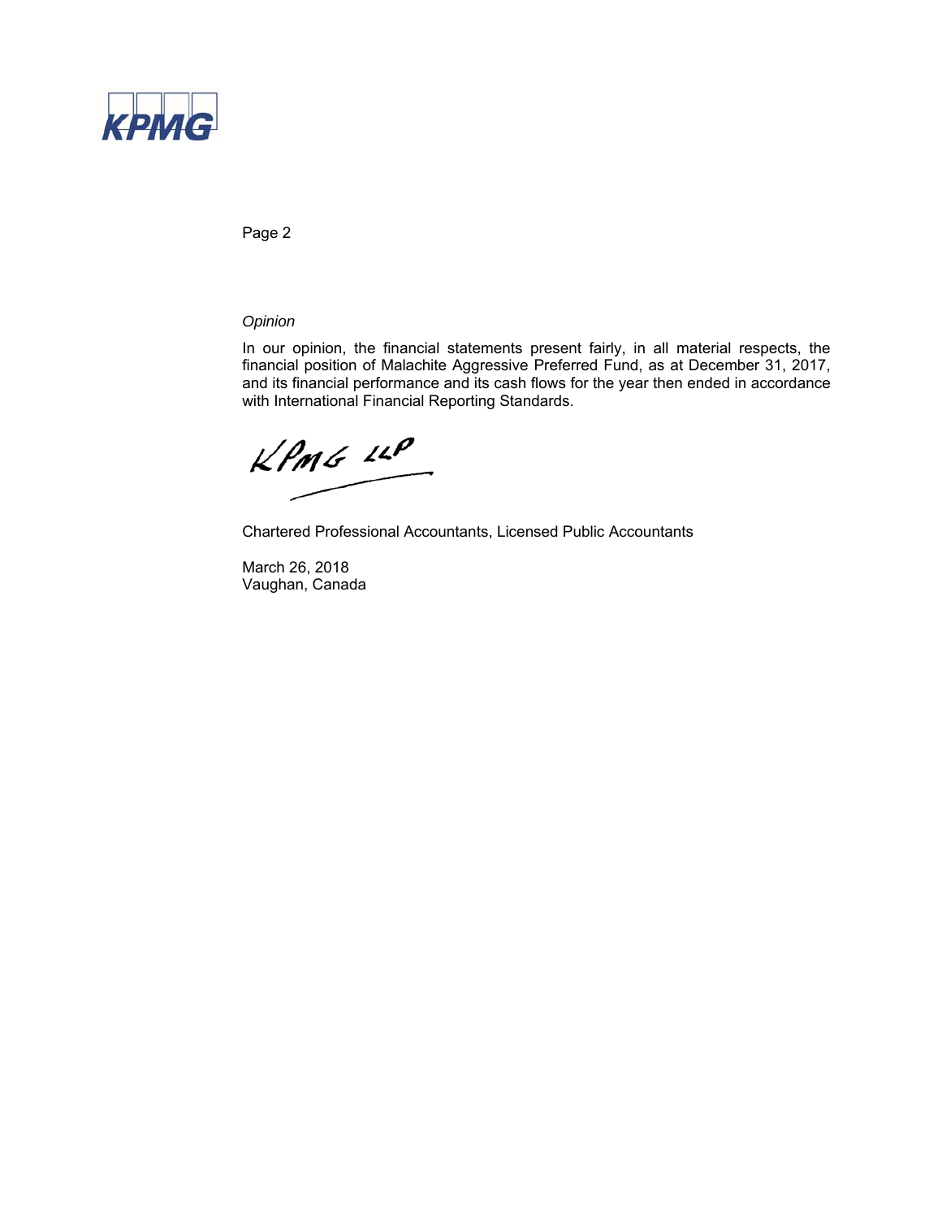*Opinion*

In our opinion, the financial statements present fairly, in all material respects, the financial position of Malachite Aggressive Preferred Fund, as at December 31, 2017, and its financial performance and its cash flows for the year then ended in accordance with International Financial Reporting Standards.

KPMG LLP

Chartered Professional Accountants, Licensed Public Accountants

March 26, 2018
Vaughan, Canada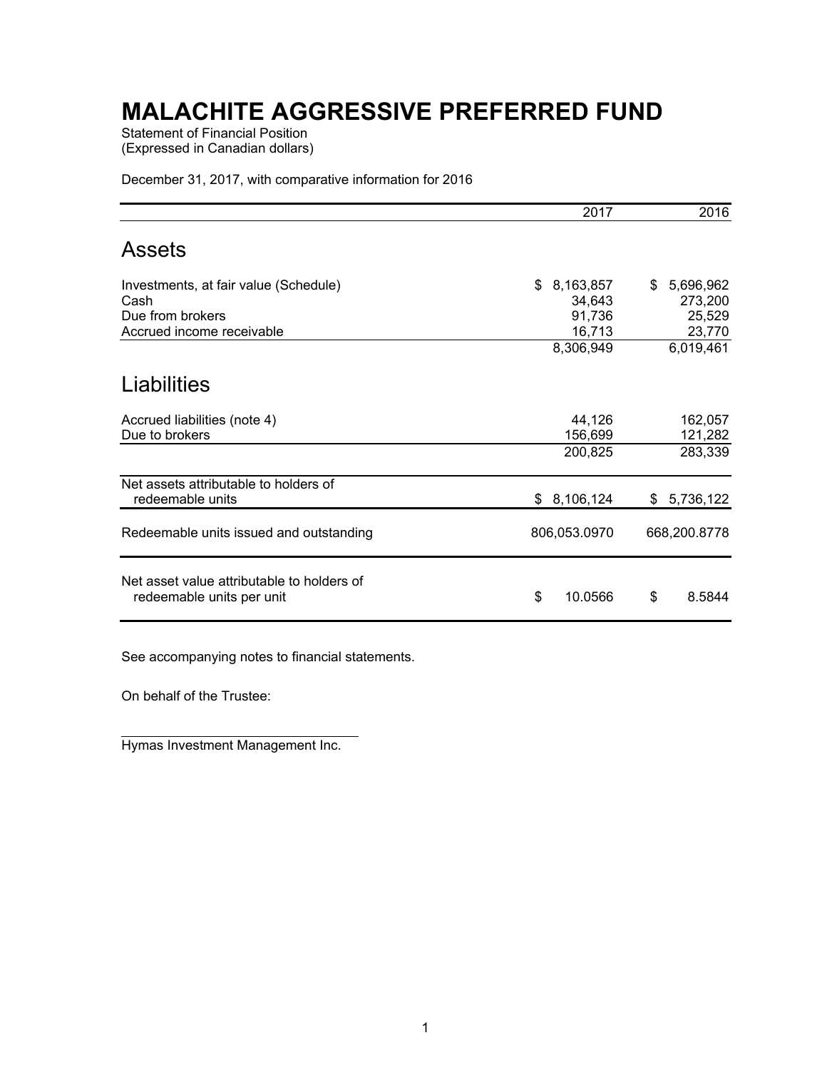# MALACHITE AGGRESSIVE PREFERRED FUND

Statement of Financial Position
(Expressed in Canadian dollars)

December 31, 2017, with comparative information for 2016

| | 2017 | 2016 |
|---|---|---|
| **Assets** | | |
| Investments, at fair value (Schedule) | $ 8,163,857 | $ 5,696,962 |
| Cash | 34,643 | 273,200 |
| Due from brokers | 91,736 | 25,529 |
| Accrued income receivable | 16,713 | 23,770 |
| | 8,306,949 | 6,019,461 |
| **Liabilities** | | |
| Accrued liabilities (note 4) | 44,126 | 162,057 |
| Due to brokers | 156,699 | 121,282 |
| | 200,825 | 283,339 |
| Net assets attributable to holders of redeemable units | $ 8,106,124 | $ 5,736,122 |
| Redeemable units issued and outstanding | 806,053.0970 | 668,200.8778 |
| Net asset value attributable to holders of redeemable units per unit | $ 10.0566 | $ 8.5844 |

See accompanying notes to financial statements.

On behalf of the Trustee:

Hymas Investment Management Inc.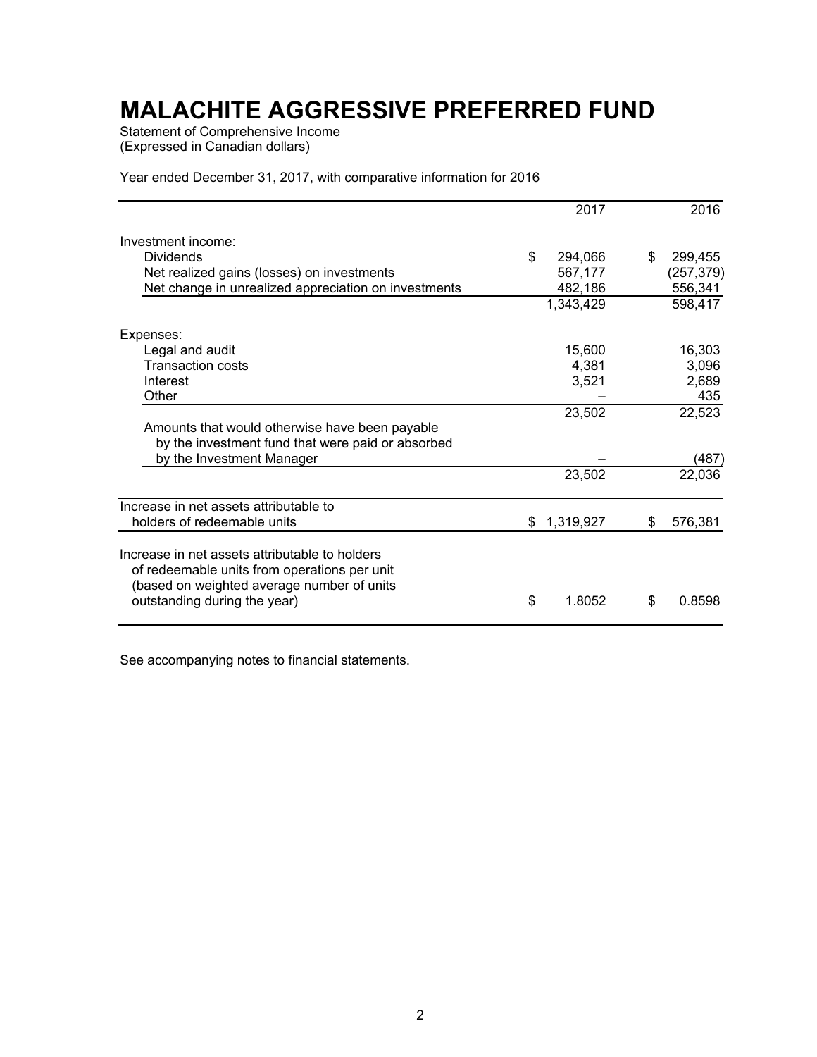# MALACHITE AGGRESSIVE PREFERRED FUND

Statement of Comprehensive Income
(Expressed in Canadian dollars)

Year ended December 31, 2017, with comparative information for 2016

| | 2017 | 2016 |
|---|---|---|
| Investment income: | | |
| Dividends | $ 294,066 | $ 299,455 |
| Net realized gains (losses) on investments | 567,177 | (257,379) |
| Net change in unrealized appreciation on investments | 482,186 | 556,341 |
| | 1,343,429 | 598,417 |
| Expenses: | | |
| Legal and audit | 15,600 | 16,303 |
| Transaction costs | 4,381 | 3,096 |
| Interest | 3,521 | 2,689 |
| Other | – | 435 |
| | 23,502 | 22,523 |
| Amounts that would otherwise have been payable by the investment fund that were paid or absorbed by the Investment Manager | – | (487) |
| | 23,502 | 22,036 |
| Increase in net assets attributable to holders of redeemable units | $ 1,319,927 | $ 576,381 |
| Increase in net assets attributable to holders of redeemable units from operations per unit (based on weighted average number of units outstanding during the year) | $ 1.8052 | $ 0.8598 |

See accompanying notes to financial statements.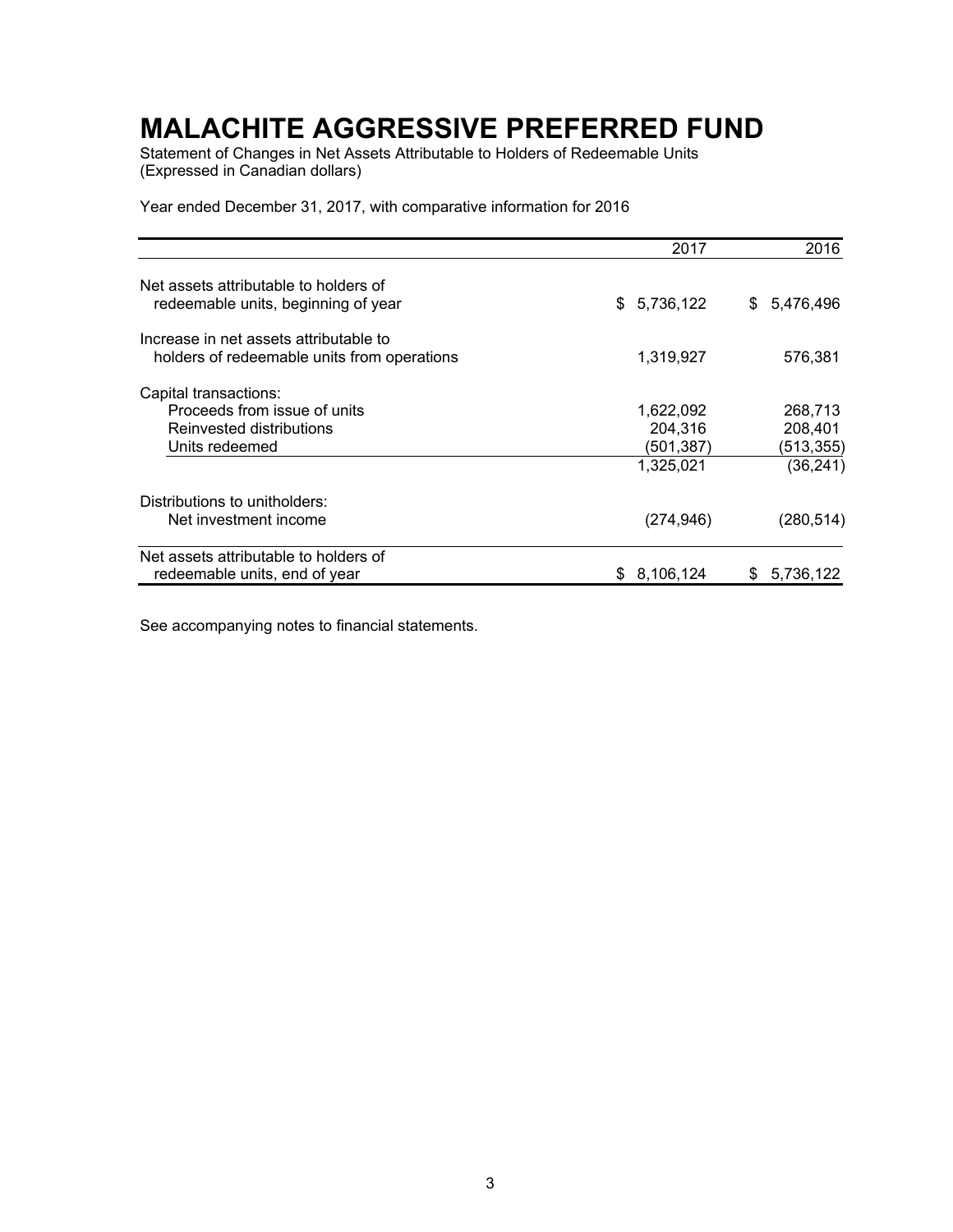# MALACHITE AGGRESSIVE PREFERRED FUND

Statement of Changes in Net Assets Attributable to Holders of Redeemable Units
(Expressed in Canadian dollars)

Year ended December 31, 2017, with comparative information for 2016

| | 2017 | 2016 |
|---|---|---|
| Net assets attributable to holders of redeemable units, beginning of year | $ 5,736,122 | $ 5,476,496 |
| Increase in net assets attributable to holders of redeemable units from operations | 1,319,927 | 576,381 |
| Capital transactions: | | |
| Proceeds from issue of units | 1,622,092 | 268,713 |
| Reinvested distributions | 204,316 | 208,401 |
| Units redeemed | (501,387) | (513,355) |
| | 1,325,021 | (36,241) |
| Distributions to unitholders: | | |
| Net investment income | (274,946) | (280,514) |
| Net assets attributable to holders of redeemable units, end of year | $ 8,106,124 | $ 5,736,122 |

See accompanying notes to financial statements.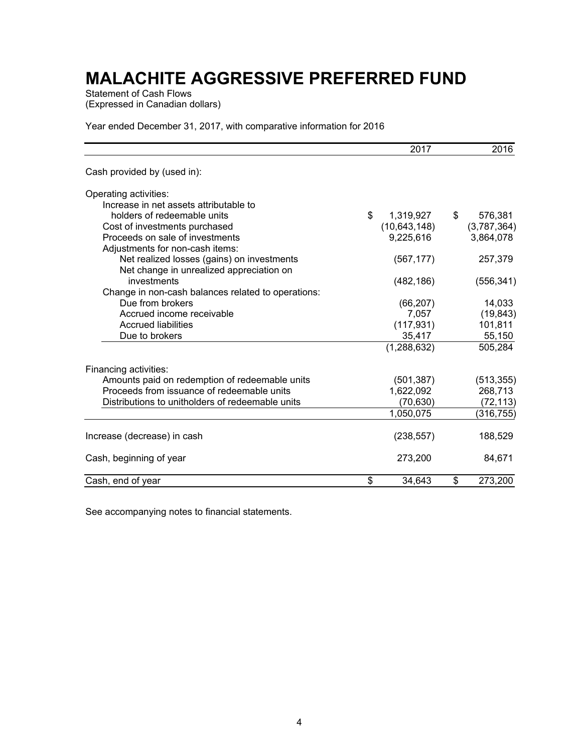# MALACHITE AGGRESSIVE PREFERRED FUND

Statement of Cash Flows
(Expressed in Canadian dollars)

Year ended December 31, 2017, with comparative information for 2016

| | 2017 | 2016 |
|---|---|---|
| Cash provided by (used in): | | |
| Operating activities: | | |
| Increase in net assets attributable to holders of redeemable units | $ 1,319,927 | $ 576,381 |
| Cost of investments purchased | (10,643,148) | (3,787,364) |
| Proceeds on sale of investments | 9,225,616 | 3,864,078 |
| Adjustments for non-cash items: | | |
| Net realized losses (gains) on investments | (567,177) | 257,379 |
| Net change in unrealized appreciation on investments | (482,186) | (556,341) |
| Change in non-cash balances related to operations: | | |
| Due from brokers | (66,207) | 14,033 |
| Accrued income receivable | 7,057 | (19,843) |
| Accrued liabilities | (117,931) | 101,811 |
| Due to brokers | 35,417 | 55,150 |
| | (1,288,632) | 505,284 |
| Financing activities: | | |
| Amounts paid on redemption of redeemable units | (501,387) | (513,355) |
| Proceeds from issuance of redeemable units | 1,622,092 | 268,713 |
| Distributions to unitholders of redeemable units | (70,630) | (72,113) |
| | 1,050,075 | (316,755) |
| Increase (decrease) in cash | (238,557) | 188,529 |
| Cash, beginning of year | 273,200 | 84,671 |
| Cash, end of year | $ 34,643 | $ 273,200 |

See accompanying notes to financial statements.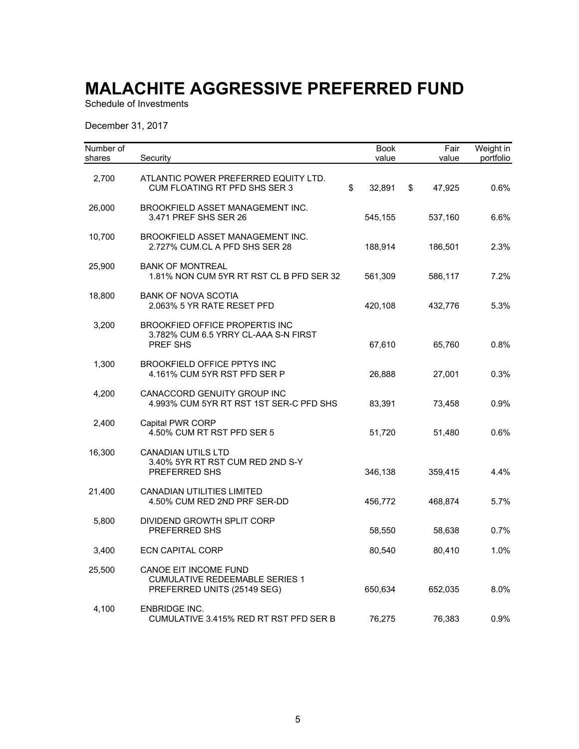# MALACHITE AGGRESSIVE PREFERRED FUND

Schedule of Investments

December 31, 2017

| Number of shares | Security | Book value | Fair value | Weight in portfolio |
|---|---|---|---|---|
| 2,700 | ATLANTIC POWER PREFERRED EQUITY LTD. CUM FLOATING RT PFD SHS SER 3 | $ 32,891 | $ 47,925 | 0.6% |
| 26,000 | BROOKFIELD ASSET MANAGEMENT INC. 3.471 PREF SHS SER 26 | 545,155 | 537,160 | 6.6% |
| 10,700 | BROOKFIELD ASSET MANAGEMENT INC. 2.727% CUM.CL A PFD SHS SER 28 | 188,914 | 186,501 | 2.3% |
| 25,900 | BANK OF MONTREAL 1.81% NON CUM 5YR RT RST CL B PFD SER 32 | 561,309 | 586,117 | 7.2% |
| 18,800 | BANK OF NOVA SCOTIA 2.063% 5 YR RATE RESET PFD | 420,108 | 432,776 | 5.3% |
| 3,200 | BROOKFIED OFFICE PROPERTIS INC 3.782% CUM 6.5 YRRY CL-AAA S-N FIRST PREF SHS | 67,610 | 65,760 | 0.8% |
| 1,300 | BROOKFIELD OFFICE PPTYS INC 4.161% CUM 5YR RST PFD SER P | 26,888 | 27,001 | 0.3% |
| 4,200 | CANACCORD GENUITY GROUP INC 4.993% CUM 5YR RT RST 1ST SER-C PFD SHS | 83,391 | 73,458 | 0.9% |
| 2,400 | Capital PWR CORP 4.50% CUM RT RST PFD SER 5 | 51,720 | 51,480 | 0.6% |
| 16,300 | CANADIAN UTILS LTD 3.40% 5YR RT RST CUM RED 2ND S-Y PREFERRED SHS | 346,138 | 359,415 | 4.4% |
| 21,400 | CANADIAN UTILITIES LIMITED 4.50% CUM RED 2ND PRF SER-DD | 456,772 | 468,874 | 5.7% |
| 5,800 | DIVIDEND GROWTH SPLIT CORP PREFERRED SHS | 58,550 | 58,638 | 0.7% |
| 3,400 | ECN CAPITAL CORP | 80,540 | 80,410 | 1.0% |
| 25,500 | CANOE EIT INCOME FUND CUMULATIVE REDEEMABLE SERIES 1 PREFERRED UNITS (25149 SEG) | 650,634 | 652,035 | 8.0% |
| 4,100 | ENBRIDGE INC. CUMULATIVE 3.415% RED RT RST PFD SER B | 76,275 | 76,383 | 0.9% |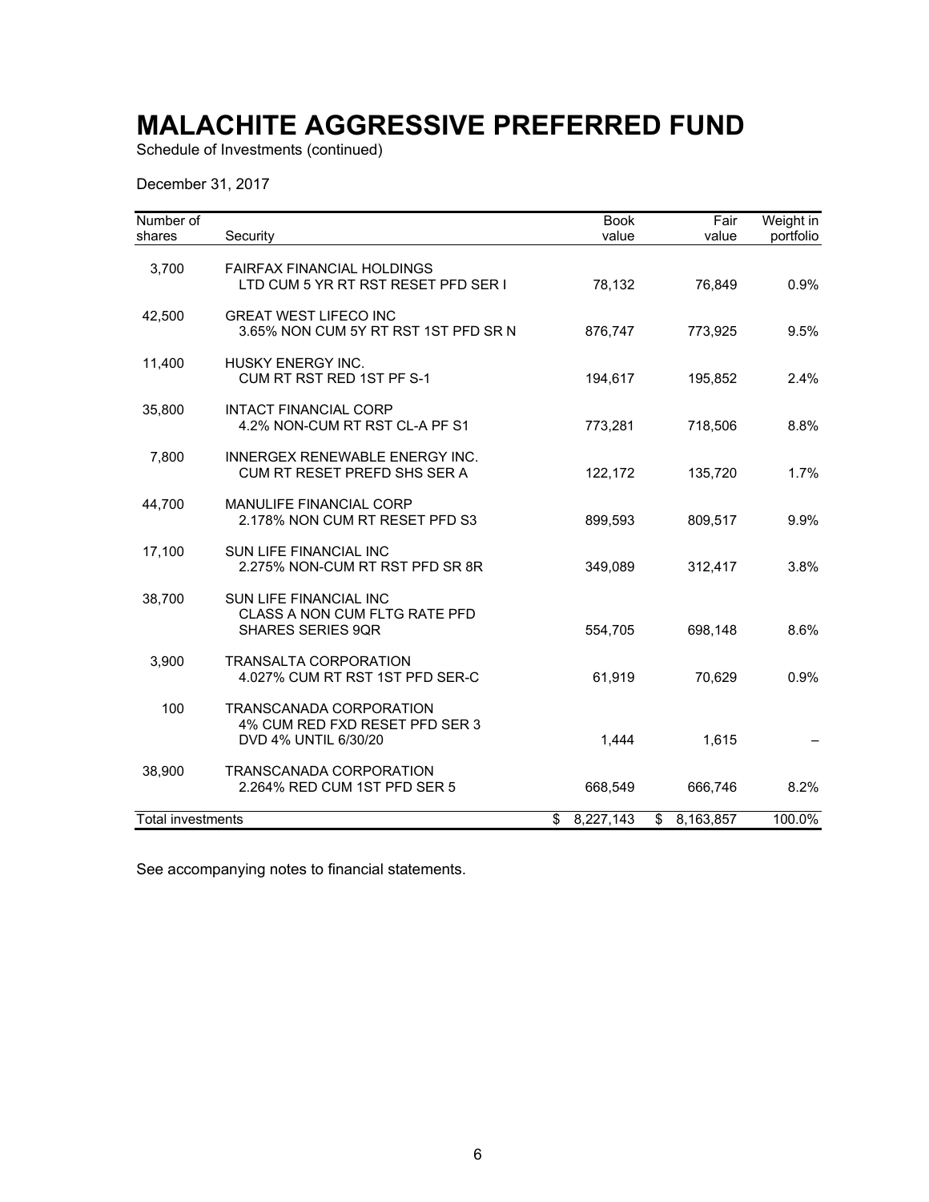# MALACHITE AGGRESSIVE PREFERRED FUND

Schedule of Investments (continued)

December 31, 2017

| Number of shares | Security | Book value | Fair value | Weight in portfolio |
|---|---|---|---|---|
| 3,700 | FAIRFAX FINANCIAL HOLDINGS LTD CUM 5 YR RT RST RESET PFD SER I | 78,132 | 76,849 | 0.9% |
| 42,500 | GREAT WEST LIFECO INC 3.65% NON CUM 5Y RT RST 1ST PFD SR N | 876,747 | 773,925 | 9.5% |
| 11,400 | HUSKY ENERGY INC. CUM RT RST RED 1ST PF S-1 | 194,617 | 195,852 | 2.4% |
| 35,800 | INTACT FINANCIAL CORP 4.2% NON-CUM RT RST CL-A PF S1 | 773,281 | 718,506 | 8.8% |
| 7,800 | INNERGEX RENEWABLE ENERGY INC. CUM RT RESET PREFD SHS SER A | 122,172 | 135,720 | 1.7% |
| 44,700 | MANULIFE FINANCIAL CORP 2.178% NON CUM RT RESET PFD S3 | 899,593 | 809,517 | 9.9% |
| 17,100 | SUN LIFE FINANCIAL INC 2.275% NON-CUM RT RST PFD SR 8R | 349,089 | 312,417 | 3.8% |
| 38,700 | SUN LIFE FINANCIAL INC CLASS A NON CUM FLTG RATE PFD SHARES SERIES 9QR | 554,705 | 698,148 | 8.6% |
| 3,900 | TRANSALTA CORPORATION 4.027% CUM RT RST 1ST PFD SER-C | 61,919 | 70,629 | 0.9% |
| 100 | TRANSCANADA CORPORATION 4% CUM RED FXD RESET PFD SER 3 DVD 4% UNTIL 6/30/20 | 1,444 | 1,615 | – |
| 38,900 | TRANSCANADA CORPORATION 2.264% RED CUM 1ST PFD SER 5 | 668,549 | 666,746 | 8.2% |
| Total investments | | $ 8,227,143 | $ 8,163,857 | 100.0% |

See accompanying notes to financial statements.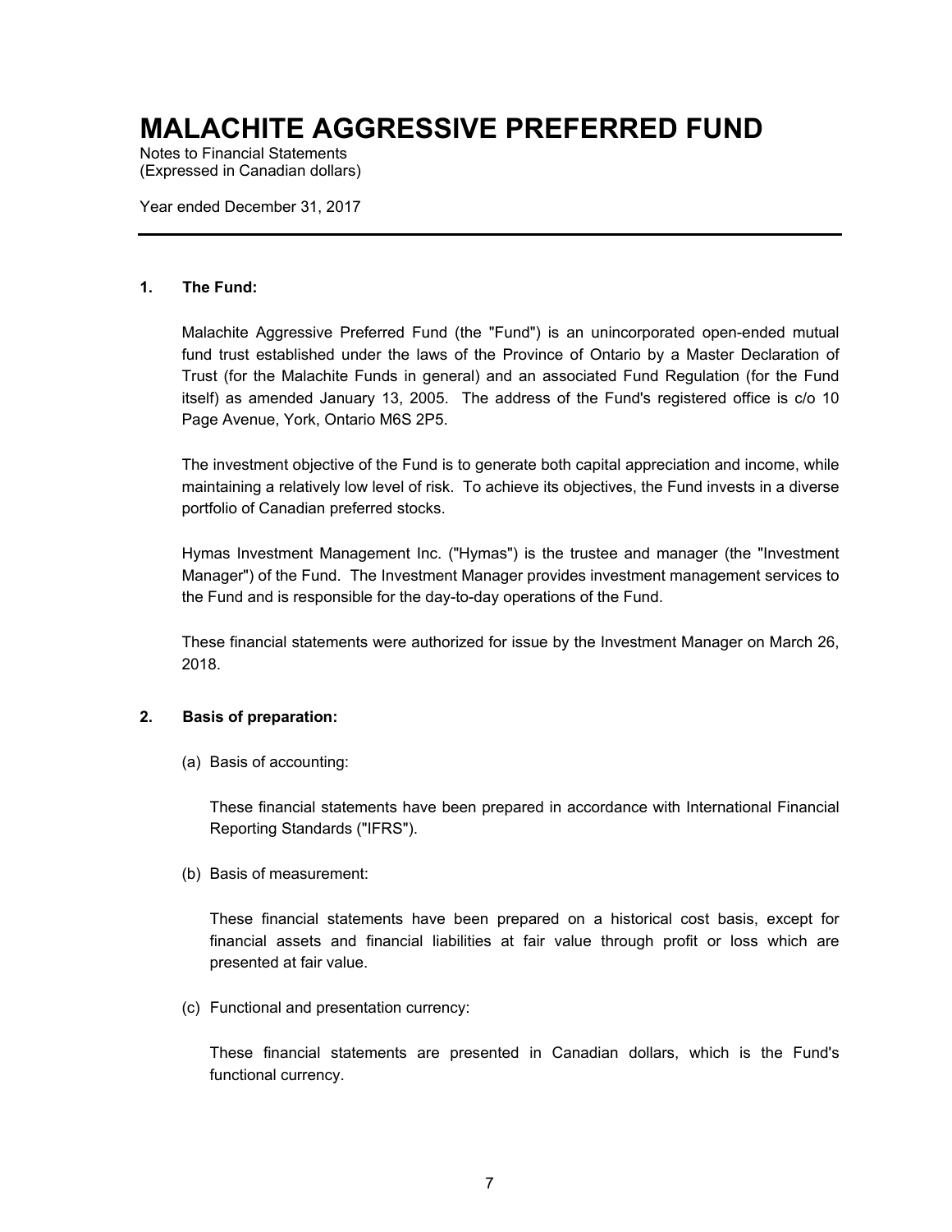# MALACHITE AGGRESSIVE PREFERRED FUND

Notes to Financial Statements
(Expressed in Canadian dollars)

Year ended December 31, 2017

---

## 1. The Fund:

Malachite Aggressive Preferred Fund (the "Fund") is an unincorporated open-ended mutual fund trust established under the laws of the Province of Ontario by a Master Declaration of Trust (for the Malachite Funds in general) and an associated Fund Regulation (for the Fund itself) as amended January 13, 2005. The address of the Fund's registered office is c/o 10 Page Avenue, York, Ontario M6S 2P5.

The investment objective of the Fund is to generate both capital appreciation and income, while maintaining a relatively low level of risk. To achieve its objectives, the Fund invests in a diverse portfolio of Canadian preferred stocks.

Hymas Investment Management Inc. ("Hymas") is the trustee and manager (the "Investment Manager") of the Fund. The Investment Manager provides investment management services to the Fund and is responsible for the day-to-day operations of the Fund.

These financial statements were authorized for issue by the Investment Manager on March 26, 2018.

## 2. Basis of preparation:

(a) Basis of accounting:

These financial statements have been prepared in accordance with International Financial Reporting Standards ("IFRS").

(b) Basis of measurement:

These financial statements have been prepared on a historical cost basis, except for financial assets and financial liabilities at fair value through profit or loss which are presented at fair value.

(c) Functional and presentation currency:

These financial statements are presented in Canadian dollars, which is the Fund's functional currency.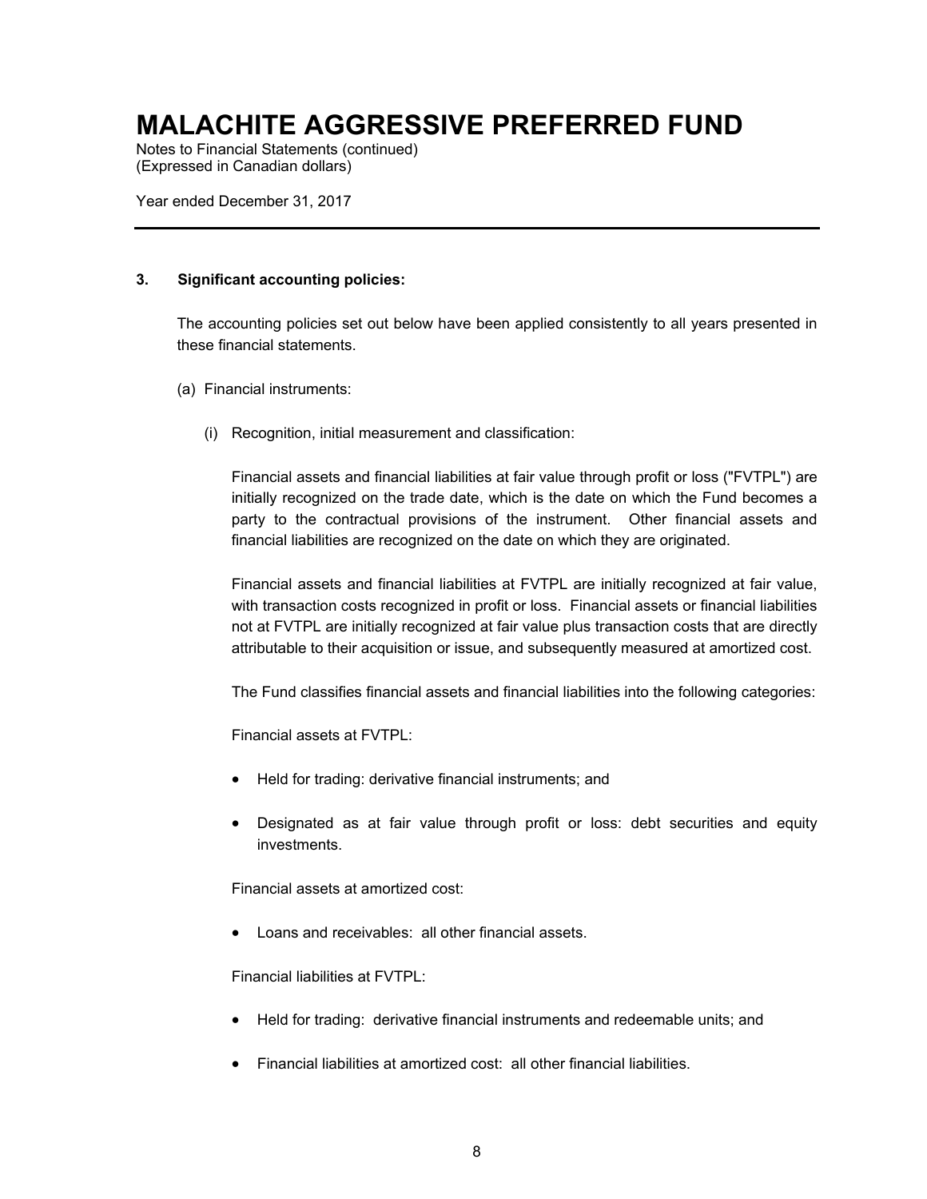# MALACHITE AGGRESSIVE PREFERRED FUND

Notes to Financial Statements (continued)
(Expressed in Canadian dollars)

Year ended December 31, 2017

---

**3. Significant accounting policies:**

The accounting policies set out below have been applied consistently to all years presented in these financial statements.

(a) Financial instruments:

(i) Recognition, initial measurement and classification:

Financial assets and financial liabilities at fair value through profit or loss ("FVTPL") are initially recognized on the trade date, which is the date on which the Fund becomes a party to the contractual provisions of the instrument. Other financial assets and financial liabilities are recognized on the date on which they are originated.

Financial assets and financial liabilities at FVTPL are initially recognized at fair value, with transaction costs recognized in profit or loss. Financial assets or financial liabilities not at FVTPL are initially recognized at fair value plus transaction costs that are directly attributable to their acquisition or issue, and subsequently measured at amortized cost.

The Fund classifies financial assets and financial liabilities into the following categories:

Financial assets at FVTPL:

- Held for trading: derivative financial instruments; and
- Designated as at fair value through profit or loss: debt securities and equity investments.

Financial assets at amortized cost:

- Loans and receivables: all other financial assets.

Financial liabilities at FVTPL:

- Held for trading: derivative financial instruments and redeemable units; and
- Financial liabilities at amortized cost: all other financial liabilities.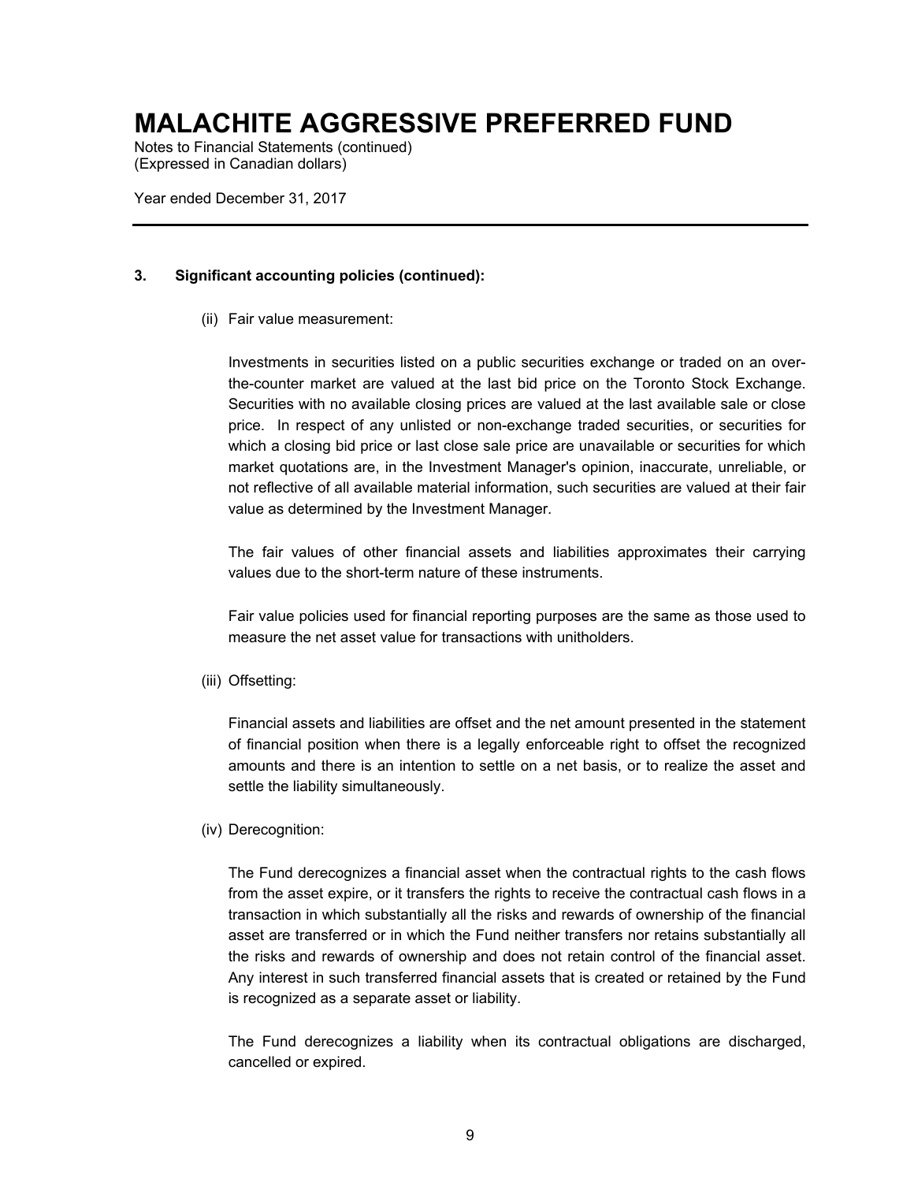# MALACHITE AGGRESSIVE PREFERRED FUND

Notes to Financial Statements (continued)
(Expressed in Canadian dollars)

Year ended December 31, 2017

---

**3. Significant accounting policies (continued):**

(ii) Fair value measurement:

Investments in securities listed on a public securities exchange or traded on an over-the-counter market are valued at the last bid price on the Toronto Stock Exchange. Securities with no available closing prices are valued at the last available sale or close price. In respect of any unlisted or non-exchange traded securities, or securities for which a closing bid price or last close sale price are unavailable or securities for which market quotations are, in the Investment Manager's opinion, inaccurate, unreliable, or not reflective of all available material information, such securities are valued at their fair value as determined by the Investment Manager.

The fair values of other financial assets and liabilities approximates their carrying values due to the short-term nature of these instruments.

Fair value policies used for financial reporting purposes are the same as those used to measure the net asset value for transactions with unitholders.

(iii) Offsetting:

Financial assets and liabilities are offset and the net amount presented in the statement of financial position when there is a legally enforceable right to offset the recognized amounts and there is an intention to settle on a net basis, or to realize the asset and settle the liability simultaneously.

(iv) Derecognition:

The Fund derecognizes a financial asset when the contractual rights to the cash flows from the asset expire, or it transfers the rights to receive the contractual cash flows in a transaction in which substantially all the risks and rewards of ownership of the financial asset are transferred or in which the Fund neither transfers nor retains substantially all the risks and rewards of ownership and does not retain control of the financial asset. Any interest in such transferred financial assets that is created or retained by the Fund is recognized as a separate asset or liability.

The Fund derecognizes a liability when its contractual obligations are discharged, cancelled or expired.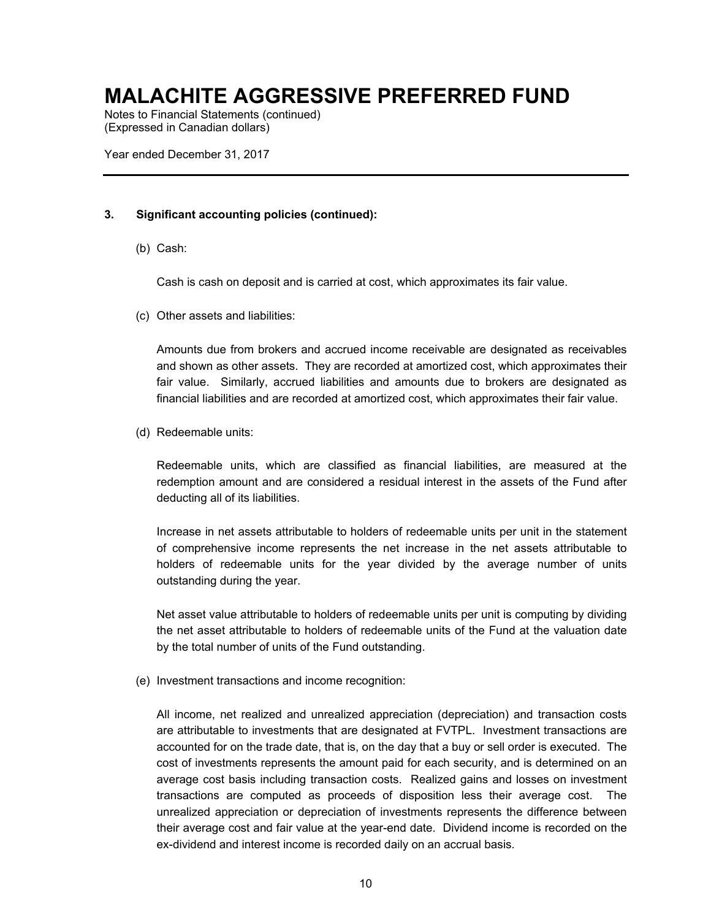# MALACHITE AGGRESSIVE PREFERRED FUND

Notes to Financial Statements (continued)
(Expressed in Canadian dollars)

Year ended December 31, 2017

---

**3. Significant accounting policies (continued):**

(b) Cash:

Cash is cash on deposit and is carried at cost, which approximates its fair value.

(c) Other assets and liabilities:

Amounts due from brokers and accrued income receivable are designated as receivables and shown as other assets. They are recorded at amortized cost, which approximates their fair value. Similarly, accrued liabilities and amounts due to brokers are designated as financial liabilities and are recorded at amortized cost, which approximates their fair value.

(d) Redeemable units:

Redeemable units, which are classified as financial liabilities, are measured at the redemption amount and are considered a residual interest in the assets of the Fund after deducting all of its liabilities.

Increase in net assets attributable to holders of redeemable units per unit in the statement of comprehensive income represents the net increase in the net assets attributable to holders of redeemable units for the year divided by the average number of units outstanding during the year.

Net asset value attributable to holders of redeemable units per unit is computing by dividing the net asset attributable to holders of redeemable units of the Fund at the valuation date by the total number of units of the Fund outstanding.

(e) Investment transactions and income recognition:

All income, net realized and unrealized appreciation (depreciation) and transaction costs are attributable to investments that are designated at FVTPL. Investment transactions are accounted for on the trade date, that is, on the day that a buy or sell order is executed. The cost of investments represents the amount paid for each security, and is determined on an average cost basis including transaction costs. Realized gains and losses on investment transactions are computed as proceeds of disposition less their average cost. The unrealized appreciation or depreciation of investments represents the difference between their average cost and fair value at the year-end date. Dividend income is recorded on the ex-dividend and interest income is recorded daily on an accrual basis.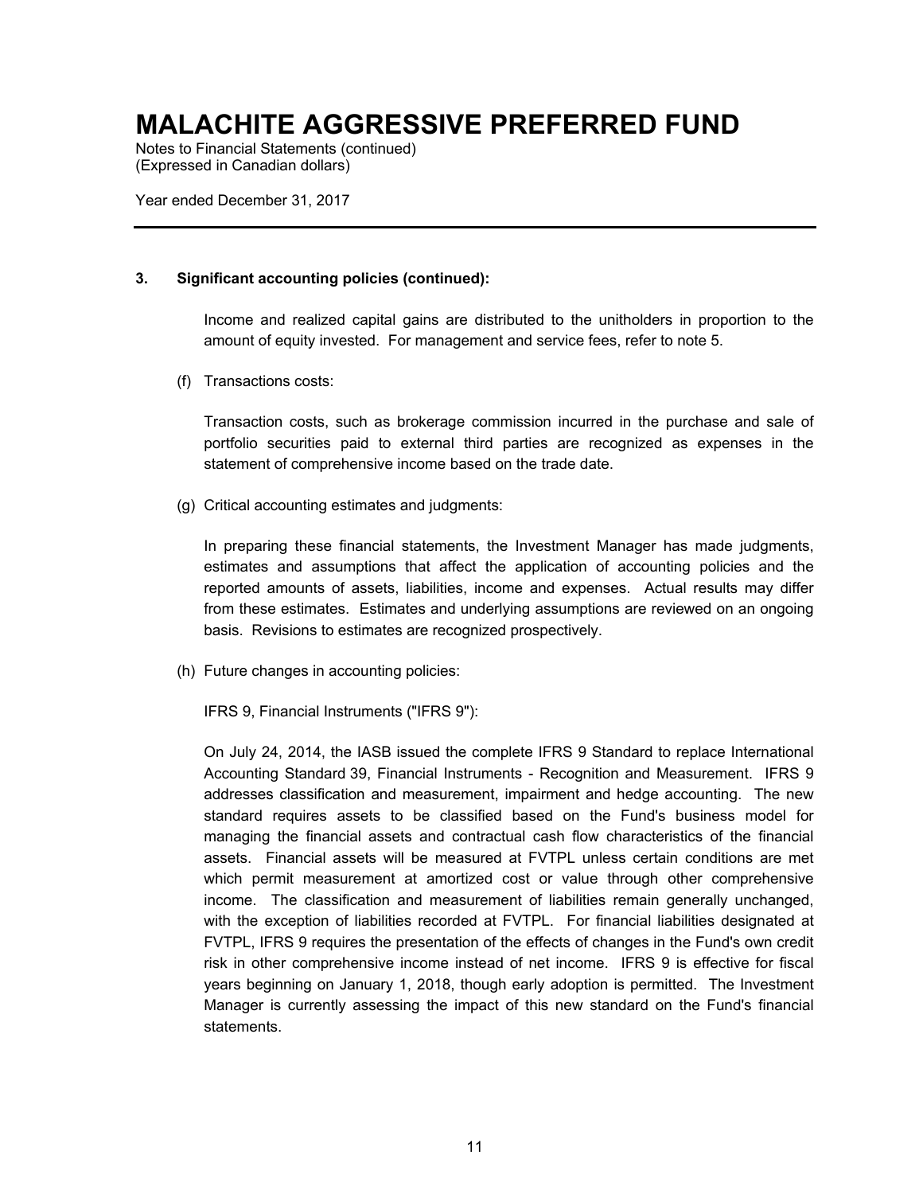# MALACHITE AGGRESSIVE PREFERRED FUND

Notes to Financial Statements (continued)
(Expressed in Canadian dollars)

Year ended December 31, 2017

**3. Significant accounting policies (continued):**

Income and realized capital gains are distributed to the unitholders in proportion to the amount of equity invested. For management and service fees, refer to note 5.

(f) Transactions costs:

Transaction costs, such as brokerage commission incurred in the purchase and sale of portfolio securities paid to external third parties are recognized as expenses in the statement of comprehensive income based on the trade date.

(g) Critical accounting estimates and judgments:

In preparing these financial statements, the Investment Manager has made judgments, estimates and assumptions that affect the application of accounting policies and the reported amounts of assets, liabilities, income and expenses. Actual results may differ from these estimates. Estimates and underlying assumptions are reviewed on an ongoing basis. Revisions to estimates are recognized prospectively.

(h) Future changes in accounting policies:

IFRS 9, Financial Instruments ("IFRS 9"):

On July 24, 2014, the IASB issued the complete IFRS 9 Standard to replace International Accounting Standard 39, Financial Instruments - Recognition and Measurement. IFRS 9 addresses classification and measurement, impairment and hedge accounting. The new standard requires assets to be classified based on the Fund's business model for managing the financial assets and contractual cash flow characteristics of the financial assets. Financial assets will be measured at FVTPL unless certain conditions are met which permit measurement at amortized cost or value through other comprehensive income. The classification and measurement of liabilities remain generally unchanged, with the exception of liabilities recorded at FVTPL. For financial liabilities designated at FVTPL, IFRS 9 requires the presentation of the effects of changes in the Fund's own credit risk in other comprehensive income instead of net income. IFRS 9 is effective for fiscal years beginning on January 1, 2018, though early adoption is permitted. The Investment Manager is currently assessing the impact of this new standard on the Fund's financial statements.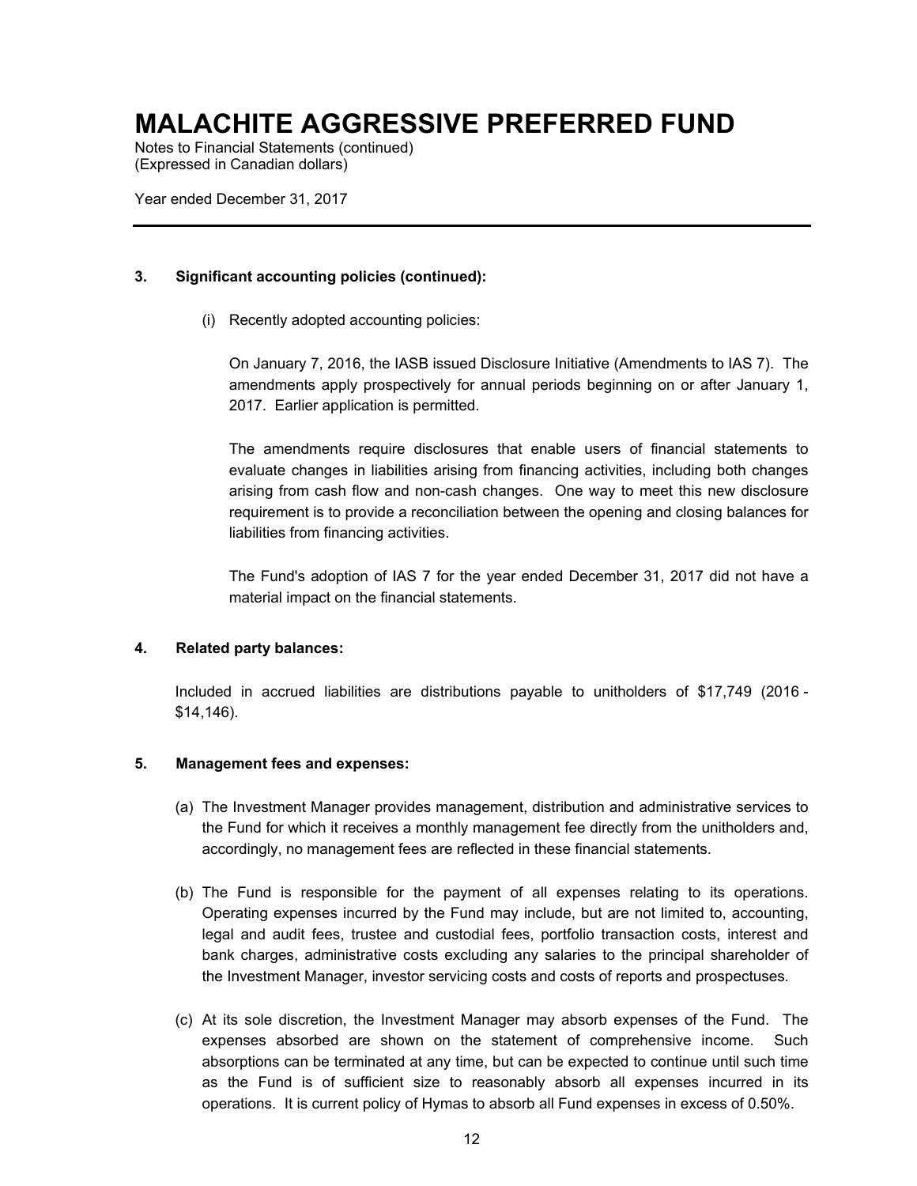# MALACHITE AGGRESSIVE PREFERRED FUND

Notes to Financial Statements (continued)
(Expressed in Canadian dollars)

Year ended December 31, 2017

---

**3. Significant accounting policies (continued):**

(i) Recently adopted accounting policies:

On January 7, 2016, the IASB issued Disclosure Initiative (Amendments to IAS 7). The amendments apply prospectively for annual periods beginning on or after January 1, 2017. Earlier application is permitted.

The amendments require disclosures that enable users of financial statements to evaluate changes in liabilities arising from financing activities, including both changes arising from cash flow and non-cash changes. One way to meet this new disclosure requirement is to provide a reconciliation between the opening and closing balances for liabilities from financing activities.

The Fund's adoption of IAS 7 for the year ended December 31, 2017 did not have a material impact on the financial statements.

**4. Related party balances:**

Included in accrued liabilities are distributions payable to unitholders of $17,749 (2016 - $14,146).

**5. Management fees and expenses:**

(a) The Investment Manager provides management, distribution and administrative services to the Fund for which it receives a monthly management fee directly from the unitholders and, accordingly, no management fees are reflected in these financial statements.

(b) The Fund is responsible for the payment of all expenses relating to its operations. Operating expenses incurred by the Fund may include, but are not limited to, accounting, legal and audit fees, trustee and custodial fees, portfolio transaction costs, interest and bank charges, administrative costs excluding any salaries to the principal shareholder of the Investment Manager, investor servicing costs and costs of reports and prospectuses.

(c) At its sole discretion, the Investment Manager may absorb expenses of the Fund. The expenses absorbed are shown on the statement of comprehensive income. Such absorptions can be terminated at any time, but can be expected to continue until such time as the Fund is of sufficient size to reasonably absorb all expenses incurred in its operations. It is current policy of Hymas to absorb all Fund expenses in excess of 0.50%.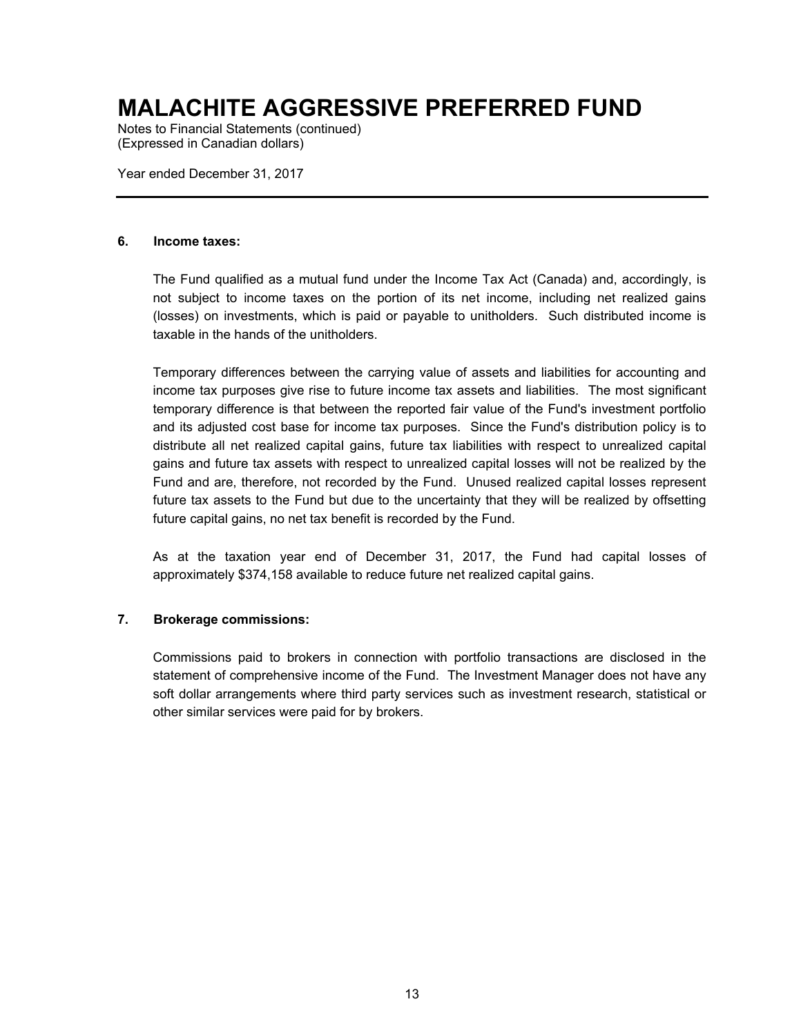# MALACHITE AGGRESSIVE PREFERRED FUND

Notes to Financial Statements (continued)
(Expressed in Canadian dollars)

Year ended December 31, 2017

## 6. Income taxes:

The Fund qualified as a mutual fund under the Income Tax Act (Canada) and, accordingly, is not subject to income taxes on the portion of its net income, including net realized gains (losses) on investments, which is paid or payable to unitholders. Such distributed income is taxable in the hands of the unitholders.

Temporary differences between the carrying value of assets and liabilities for accounting and income tax purposes give rise to future income tax assets and liabilities. The most significant temporary difference is that between the reported fair value of the Fund's investment portfolio and its adjusted cost base for income tax purposes. Since the Fund's distribution policy is to distribute all net realized capital gains, future tax liabilities with respect to unrealized capital gains and future tax assets with respect to unrealized capital losses will not be realized by the Fund and are, therefore, not recorded by the Fund. Unused realized capital losses represent future tax assets to the Fund but due to the uncertainty that they will be realized by offsetting future capital gains, no net tax benefit is recorded by the Fund.

As at the taxation year end of December 31, 2017, the Fund had capital losses of approximately $374,158 available to reduce future net realized capital gains.

## 7. Brokerage commissions:

Commissions paid to brokers in connection with portfolio transactions are disclosed in the statement of comprehensive income of the Fund. The Investment Manager does not have any soft dollar arrangements where third party services such as investment research, statistical or other similar services were paid for by brokers.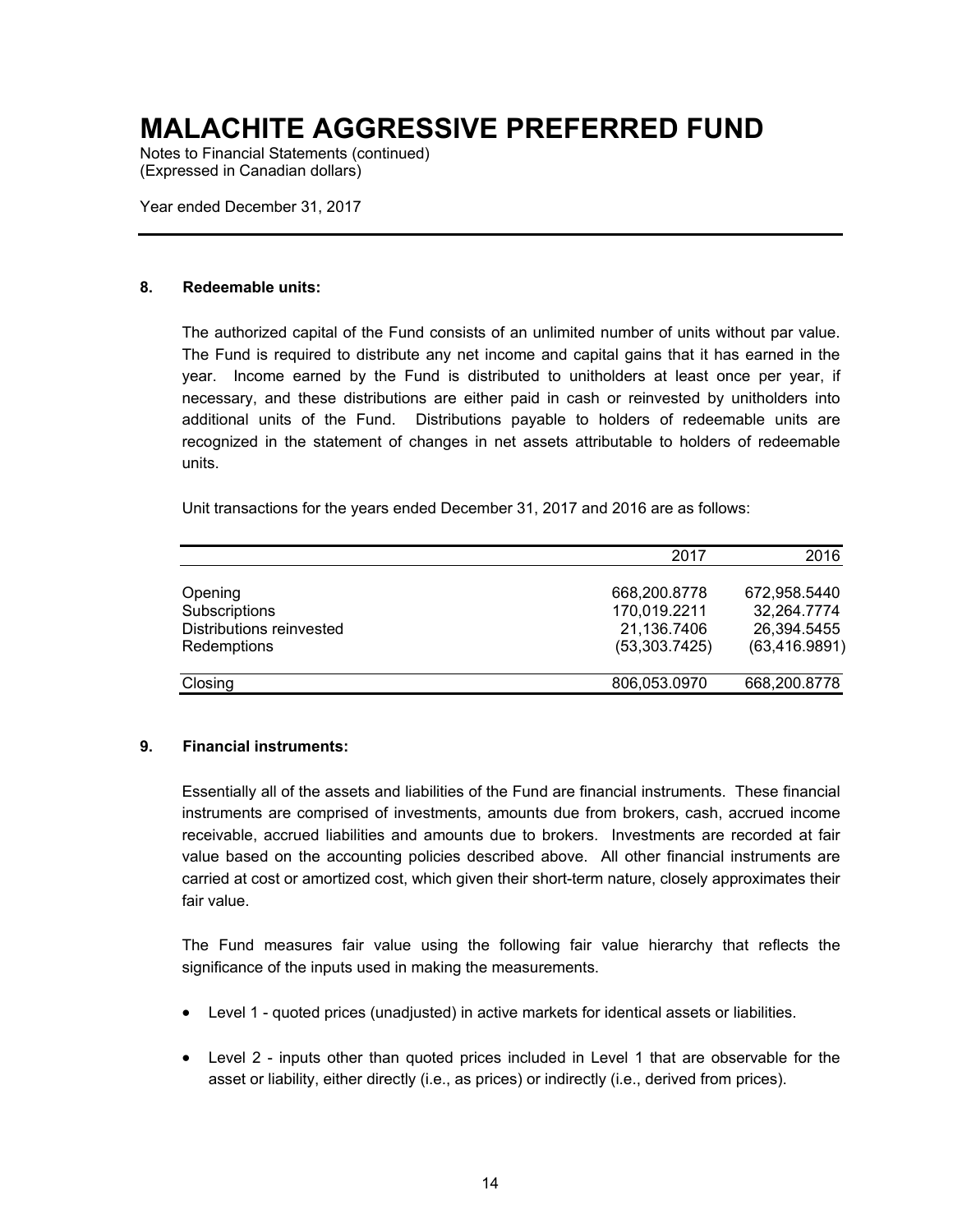# MALACHITE AGGRESSIVE PREFERRED FUND

Notes to Financial Statements (continued)
(Expressed in Canadian dollars)

Year ended December 31, 2017

---

## 8. Redeemable units:

The authorized capital of the Fund consists of an unlimited number of units without par value. The Fund is required to distribute any net income and capital gains that it has earned in the year. Income earned by the Fund is distributed to unitholders at least once per year, if necessary, and these distributions are either paid in cash or reinvested by unitholders into additional units of the Fund. Distributions payable to holders of redeemable units are recognized in the statement of changes in net assets attributable to holders of redeemable units.

Unit transactions for the years ended December 31, 2017 and 2016 are as follows:

| | 2017 | 2016 |
|---|---|---|
| Opening | 668,200.8778 | 672,958.5440 |
| Subscriptions | 170,019.2211 | 32,264.7774 |
| Distributions reinvested | 21,136.7406 | 26,394.5455 |
| Redemptions | (53,303.7425) | (63,416.9891) |
| Closing | 806,053.0970 | 668,200.8778 |

## 9. Financial instruments:

Essentially all of the assets and liabilities of the Fund are financial instruments. These financial instruments are comprised of investments, amounts due from brokers, cash, accrued income receivable, accrued liabilities and amounts due to brokers. Investments are recorded at fair value based on the accounting policies described above. All other financial instruments are carried at cost or amortized cost, which given their short-term nature, closely approximates their fair value.

The Fund measures fair value using the following fair value hierarchy that reflects the significance of the inputs used in making the measurements.

- Level 1 - quoted prices (unadjusted) in active markets for identical assets or liabilities.
- Level 2 - inputs other than quoted prices included in Level 1 that are observable for the asset or liability, either directly (i.e., as prices) or indirectly (i.e., derived from prices).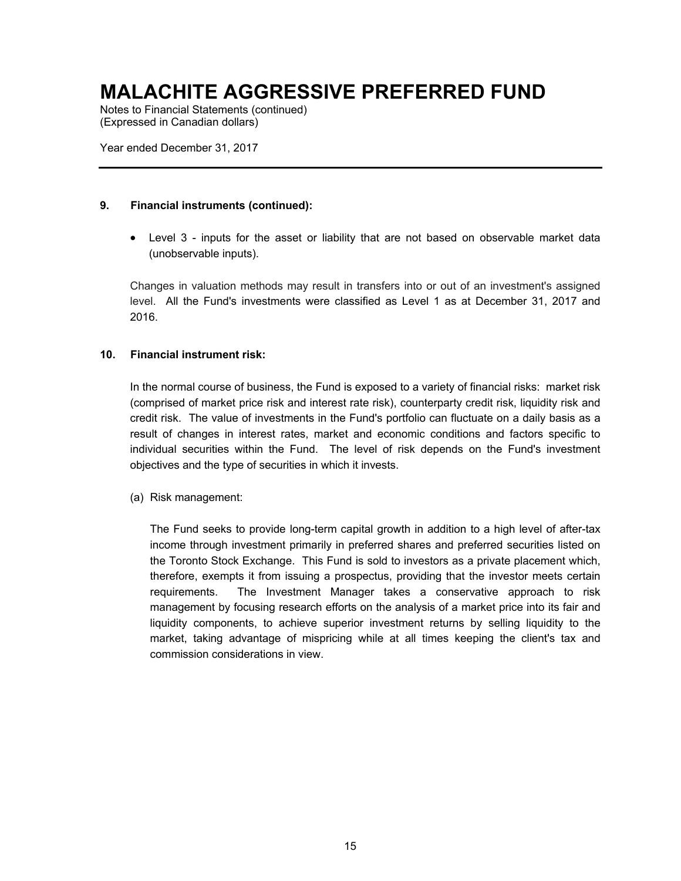# MALACHITE AGGRESSIVE PREFERRED FUND

Notes to Financial Statements (continued)
(Expressed in Canadian dollars)

Year ended December 31, 2017

---

**9. Financial instruments (continued):**

- Level 3 - inputs for the asset or liability that are not based on observable market data (unobservable inputs).

Changes in valuation methods may result in transfers into or out of an investment's assigned level. All the Fund's investments were classified as Level 1 as at December 31, 2017 and 2016.

**10. Financial instrument risk:**

In the normal course of business, the Fund is exposed to a variety of financial risks: market risk (comprised of market price risk and interest rate risk), counterparty credit risk, liquidity risk and credit risk. The value of investments in the Fund's portfolio can fluctuate on a daily basis as a result of changes in interest rates, market and economic conditions and factors specific to individual securities within the Fund. The level of risk depends on the Fund's investment objectives and the type of securities in which it invests.

(a) Risk management:

The Fund seeks to provide long-term capital growth in addition to a high level of after-tax income through investment primarily in preferred shares and preferred securities listed on the Toronto Stock Exchange. This Fund is sold to investors as a private placement which, therefore, exempts it from issuing a prospectus, providing that the investor meets certain requirements. The Investment Manager takes a conservative approach to risk management by focusing research efforts on the analysis of a market price into its fair and liquidity components, to achieve superior investment returns by selling liquidity to the market, taking advantage of mispricing while at all times keeping the client's tax and commission considerations in view.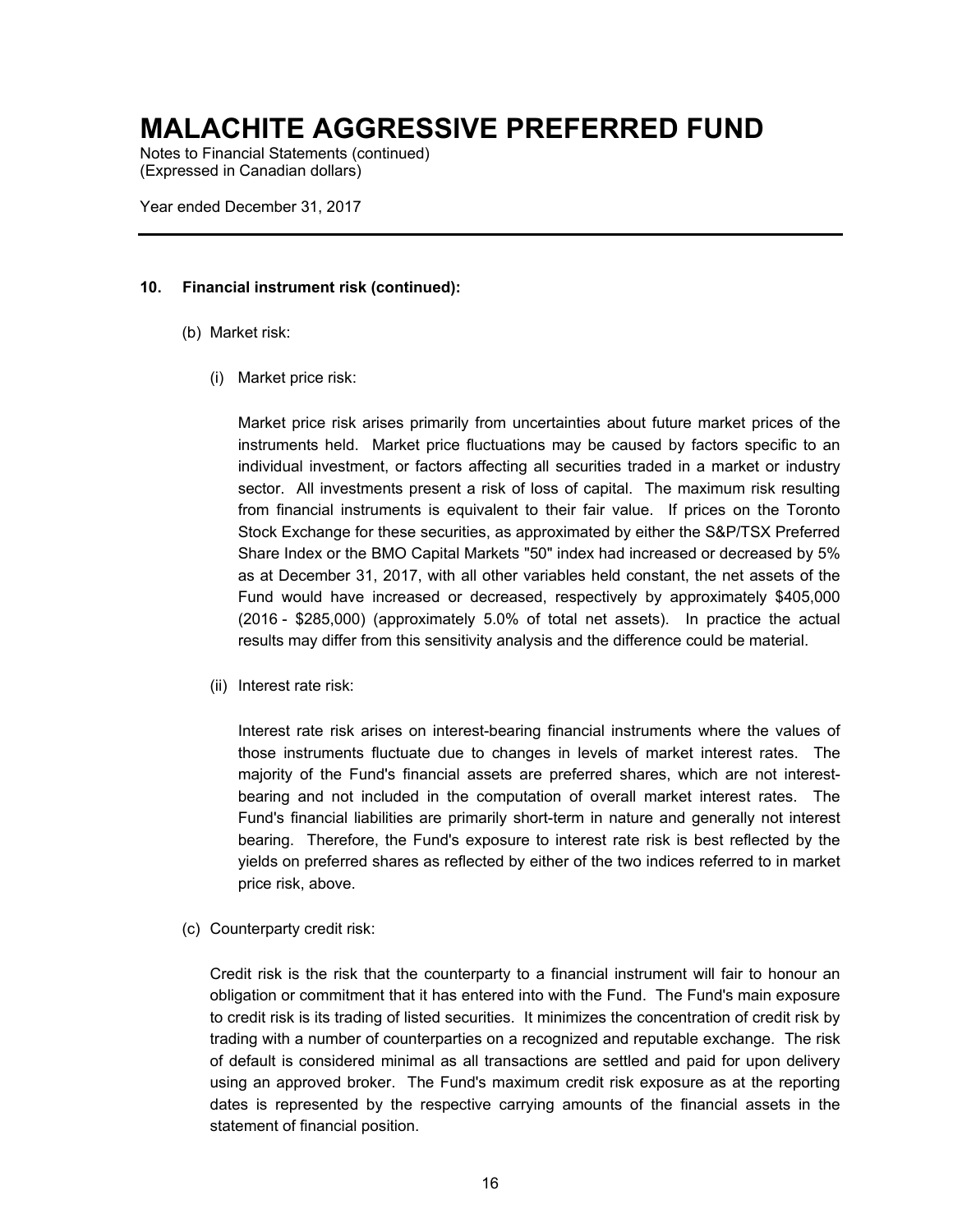# MALACHITE AGGRESSIVE PREFERRED FUND

Notes to Financial Statements (continued)
(Expressed in Canadian dollars)

Year ended December 31, 2017

---

**10. Financial instrument risk (continued):**

(b) Market risk:

(i) Market price risk:

Market price risk arises primarily from uncertainties about future market prices of the instruments held. Market price fluctuations may be caused by factors specific to an individual investment, or factors affecting all securities traded in a market or industry sector. All investments present a risk of loss of capital. The maximum risk resulting from financial instruments is equivalent to their fair value. If prices on the Toronto Stock Exchange for these securities, as approximated by either the S&P/TSX Preferred Share Index or the BMO Capital Markets "50" index had increased or decreased by 5% as at December 31, 2017, with all other variables held constant, the net assets of the Fund would have increased or decreased, respectively by approximately $405,000 (2016 - $285,000) (approximately 5.0% of total net assets). In practice the actual results may differ from this sensitivity analysis and the difference could be material.

(ii) Interest rate risk:

Interest rate risk arises on interest-bearing financial instruments where the values of those instruments fluctuate due to changes in levels of market interest rates. The majority of the Fund's financial assets are preferred shares, which are not interest-bearing and not included in the computation of overall market interest rates. The Fund's financial liabilities are primarily short-term in nature and generally not interest bearing. Therefore, the Fund's exposure to interest rate risk is best reflected by the yields on preferred shares as reflected by either of the two indices referred to in market price risk, above.

(c) Counterparty credit risk:

Credit risk is the risk that the counterparty to a financial instrument will fair to honour an obligation or commitment that it has entered into with the Fund. The Fund's main exposure to credit risk is its trading of listed securities. It minimizes the concentration of credit risk by trading with a number of counterparties on a recognized and reputable exchange. The risk of default is considered minimal as all transactions are settled and paid for upon delivery using an approved broker. The Fund's maximum credit risk exposure as at the reporting dates is represented by the respective carrying amounts of the financial assets in the statement of financial position.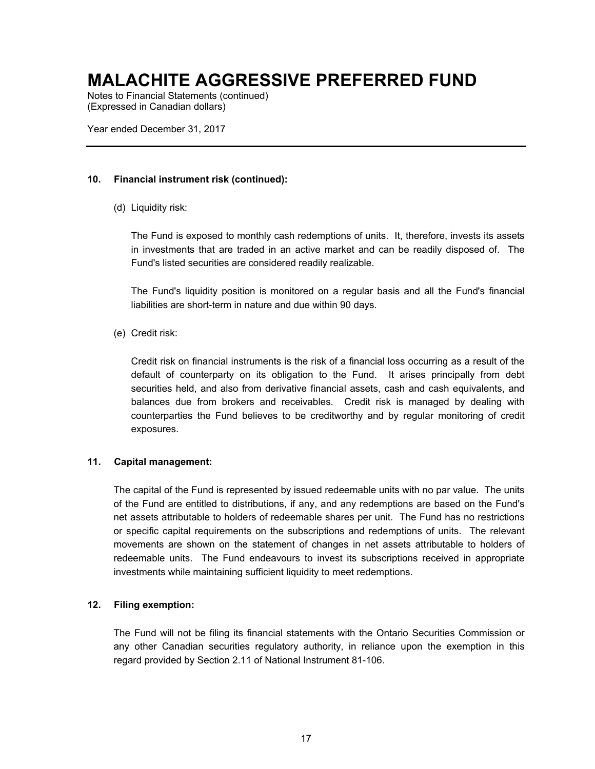## 10. Financial instrument risk (continued):

(d) Liquidity risk:

The Fund is exposed to monthly cash redemptions of units. It, therefore, invests its assets in investments that are traded in an active market and can be readily disposed of. The Fund's listed securities are considered readily realizable.

The Fund's liquidity position is monitored on a regular basis and all the Fund's financial liabilities are short-term in nature and due within 90 days.

(e) Credit risk:

Credit risk on financial instruments is the risk of a financial loss occurring as a result of the default of counterparty on its obligation to the Fund. It arises principally from debt securities held, and also from derivative financial assets, cash and cash equivalents, and balances due from brokers and receivables. Credit risk is managed by dealing with counterparties the Fund believes to be creditworthy and by regular monitoring of credit exposures.

## 11. Capital management:

The capital of the Fund is represented by issued redeemable units with no par value. The units of the Fund are entitled to distributions, if any, and any redemptions are based on the Fund's net assets attributable to holders of redeemable shares per unit. The Fund has no restrictions or specific capital requirements on the subscriptions and redemptions of units. The relevant movements are shown on the statement of changes in net assets attributable to holders of redeemable units. The Fund endeavours to invest its subscriptions received in appropriate investments while maintaining sufficient liquidity to meet redemptions.

## 12. Filing exemption:

The Fund will not be filing its financial statements with the Ontario Securities Commission or any other Canadian securities regulatory authority, in reliance upon the exemption in this regard provided by Section 2.11 of National Instrument 81-106.